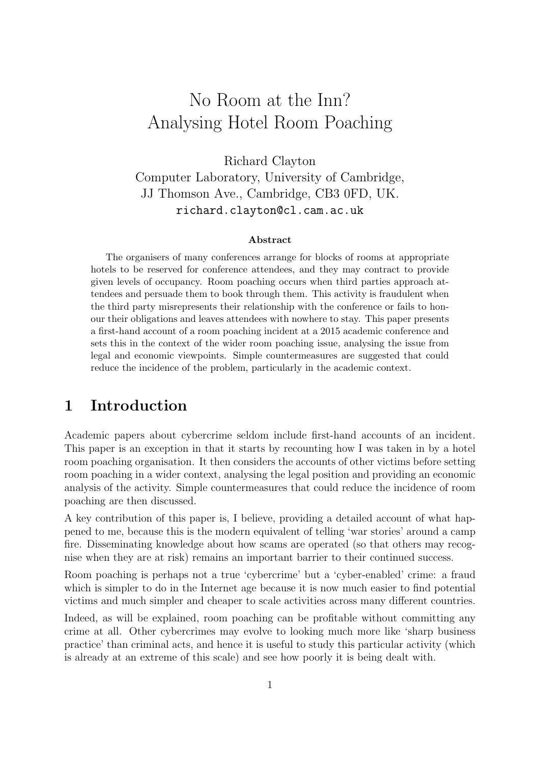# No Room at the Inn? Analysing Hotel Room Poaching

Richard Clayton
Computer Laboratory, University of Cambridge,
JJ Thomson Ave., Cambridge, CB3 0FD, UK.
richard.clayton@cl.cam.ac.uk

### Abstract

The organisers of many conferences arrange for blocks of rooms at appropriate hotels to be reserved for conference attendees, and they may contract to provide given levels of occupancy. Room poaching occurs when third parties approach attendees and persuade them to book through them. This activity is fraudulent when the third party misrepresents their relationship with the conference or fails to honour their obligations and leaves attendees with nowhere to stay. This paper presents a first-hand account of a room poaching incident at a 2015 academic conference and sets this in the context of the wider room poaching issue, analysing the issue from legal and economic viewpoints. Simple countermeasures are suggested that could reduce the incidence of the problem, particularly in the academic context.

## 1 Introduction

Academic papers about cybercrime seldom include first-hand accounts of an incident. This paper is an exception in that it starts by recounting how I was taken in by a hotel room poaching organisation. It then considers the accounts of other victims before setting room poaching in a wider context, analysing the legal position and providing an economic analysis of the activity. Simple countermeasures that could reduce the incidence of room poaching are then discussed.

A key contribution of this paper is, I believe, providing a detailed account of what happened to me, because this is the modern equivalent of telling 'war stories' around a camp fire. Disseminating knowledge about how scams are operated (so that others may recognise when they are at risk) remains an important barrier to their continued success.

Room poaching is perhaps not a true 'cybercrime' but a 'cyber-enabled' crime: a fraud which is simpler to do in the Internet age because it is now much easier to find potential victims and much simpler and cheaper to scale activities across many different countries.

Indeed, as will be explained, room poaching can be profitable without committing any crime at all. Other cybercrimes may evolve to looking much more like 'sharp business practice' than criminal acts, and hence it is useful to study this particular activity (which is already at an extreme of this scale) and see how poorly it is being dealt with.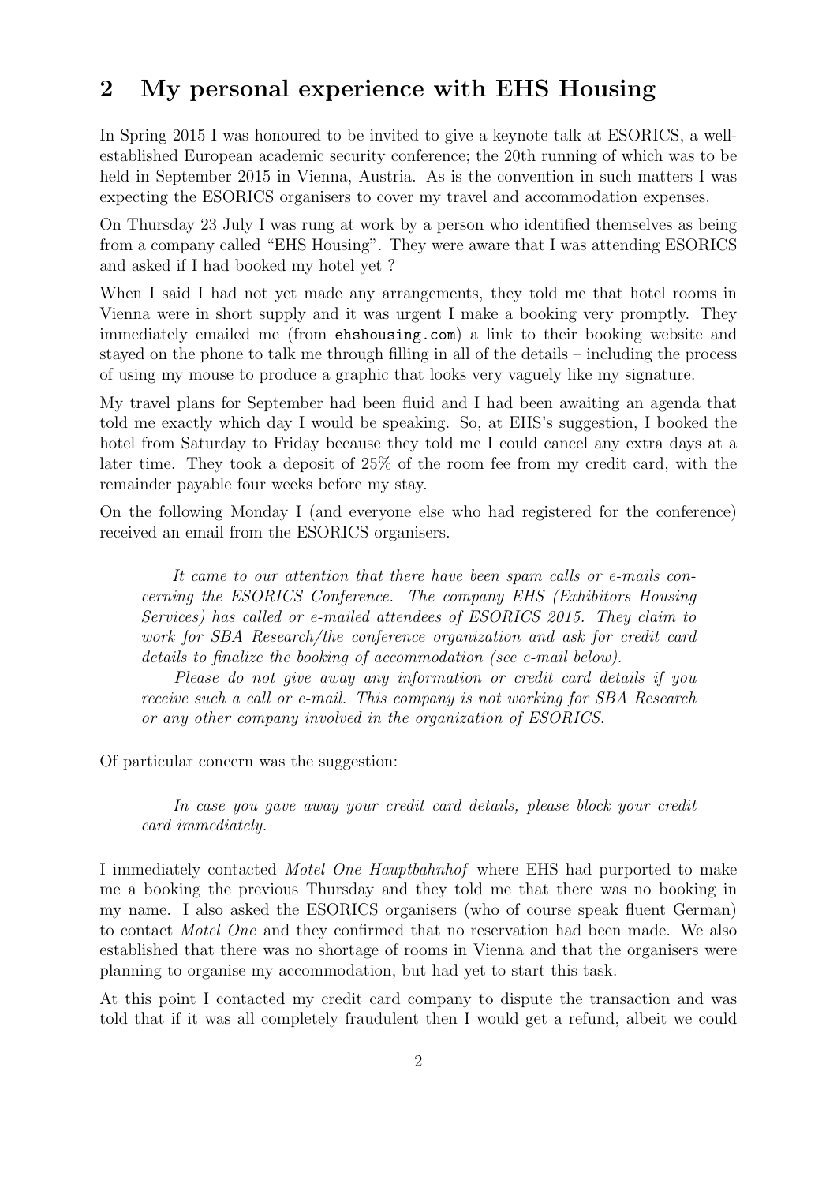## 2 My personal experience with EHS Housing

In Spring 2015 I was honoured to be invited to give a keynote talk at ESORICS, a well-established European academic security conference; the 20th running of which was to be held in September 2015 in Vienna, Austria. As is the convention in such matters I was expecting the ESORICS organisers to cover my travel and accommodation expenses.

On Thursday 23 July I was rung at work by a person who identified themselves as being from a company called "EHS Housing". They were aware that I was attending ESORICS and asked if I had booked my hotel yet ?

When I said I had not yet made any arrangements, they told me that hotel rooms in Vienna were in short supply and it was urgent I make a booking very promptly. They immediately emailed me (from `ehshousing.com`) a link to their booking website and stayed on the phone to talk me through filling in all of the details – including the process of using my mouse to produce a graphic that looks very vaguely like my signature.

My travel plans for September had been fluid and I had been awaiting an agenda that told me exactly which day I would be speaking. So, at EHS's suggestion, I booked the hotel from Saturday to Friday because they told me I could cancel any extra days at a later time. They took a deposit of 25% of the room fee from my credit card, with the remainder payable four weeks before my stay.

On the following Monday I (and everyone else who had registered for the conference) received an email from the ESORICS organisers.

> *It came to our attention that there have been spam calls or e-mails concerning the ESORICS Conference. The company EHS (Exhibitors Housing Services) has called or e-mailed attendees of ESORICS 2015. They claim to work for SBA Research/the conference organization and ask for credit card details to finalize the booking of accommodation (see e-mail below).*
>
> *Please do not give away any information or credit card details if you receive such a call or e-mail. This company is not working for SBA Research or any other company involved in the organization of ESORICS.*

Of particular concern was the suggestion:

> *In case you gave away your credit card details, please block your credit card immediately.*

I immediately contacted *Motel One Hauptbahnhof* where EHS had purported to make me a booking the previous Thursday and they told me that there was no booking in my name. I also asked the ESORICS organisers (who of course speak fluent German) to contact *Motel One* and they confirmed that no reservation had been made. We also established that there was no shortage of rooms in Vienna and that the organisers were planning to organise my accommodation, but had yet to start this task.

At this point I contacted my credit card company to dispute the transaction and was told that if it was all completely fraudulent then I would get a refund, albeit we could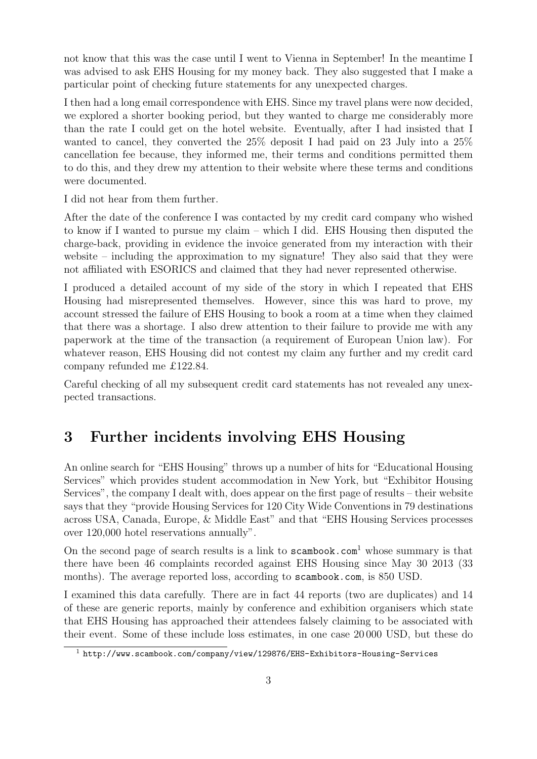not know that this was the case until I went to Vienna in September! In the meantime I was advised to ask EHS Housing for my money back. They also suggested that I make a particular point of checking future statements for any unexpected charges.

I then had a long email correspondence with EHS. Since my travel plans were now decided, we explored a shorter booking period, but they wanted to charge me considerably more than the rate I could get on the hotel website. Eventually, after I had insisted that I wanted to cancel, they converted the 25% deposit I had paid on 23 July into a 25% cancellation fee because, they informed me, their terms and conditions permitted them to do this, and they drew my attention to their website where these terms and conditions were documented.

I did not hear from them further.

After the date of the conference I was contacted by my credit card company who wished to know if I wanted to pursue my claim – which I did. EHS Housing then disputed the charge-back, providing in evidence the invoice generated from my interaction with their website – including the approximation to my signature! They also said that they were not affiliated with ESORICS and claimed that they had never represented otherwise.

I produced a detailed account of my side of the story in which I repeated that EHS Housing had misrepresented themselves. However, since this was hard to prove, my account stressed the failure of EHS Housing to book a room at a time when they claimed that there was a shortage. I also drew attention to their failure to provide me with any paperwork at the time of the transaction (a requirement of European Union law). For whatever reason, EHS Housing did not contest my claim any further and my credit card company refunded me £122.84.

Careful checking of all my subsequent credit card statements has not revealed any unexpected transactions.

## 3 Further incidents involving EHS Housing

An online search for "EHS Housing" throws up a number of hits for "Educational Housing Services" which provides student accommodation in New York, but "Exhibitor Housing Services", the company I dealt with, does appear on the first page of results – their website says that they "provide Housing Services for 120 City Wide Conventions in 79 destinations across USA, Canada, Europe, & Middle East" and that "EHS Housing Services processes over 120,000 hotel reservations annually".

On the second page of search results is a link to `scambook.com`[1] whose summary is that there have been 46 complaints recorded against EHS Housing since May 30 2013 (33 months). The average reported loss, according to `scambook.com`, is 850 USD.

I examined this data carefully. There are in fact 44 reports (two are duplicates) and 14 of these are generic reports, mainly by conference and exhibition organisers which state that EHS Housing has approached their attendees falsely claiming to be associated with their event. Some of these include loss estimates, in one case 20 000 USD, but these do

[1] `http://www.scambook.com/company/view/129876/EHS-Exhibitors-Housing-Services`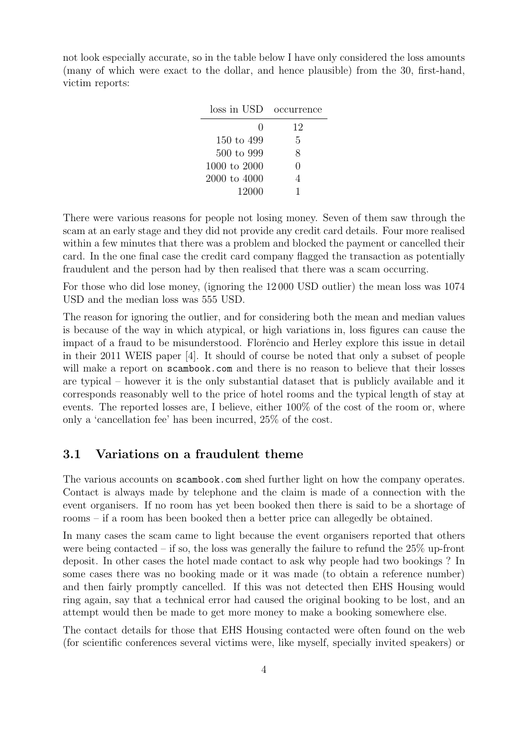not look especially accurate, so in the table below I have only considered the loss amounts (many of which were exact to the dollar, and hence plausible) from the 30, first-hand, victim reports:

| loss in USD | occurrence |
|---|---|
| 0 | 12 |
| 150 to 499 | 5 |
| 500 to 999 | 8 |
| 1000 to 2000 | 0 |
| 2000 to 4000 | 4 |
| 12000 | 1 |

There were various reasons for people not losing money. Seven of them saw through the scam at an early stage and they did not provide any credit card details. Four more realised within a few minutes that there was a problem and blocked the payment or cancelled their card. In the one final case the credit card company flagged the transaction as potentially fraudulent and the person had by then realised that there was a scam occurring.

For those who did lose money, (ignoring the 12 000 USD outlier) the mean loss was 1074 USD and the median loss was 555 USD.

The reason for ignoring the outlier, and for considering both the mean and median values is because of the way in which atypical, or high variations in, loss figures can cause the impact of a fraud to be misunderstood. Florêncio and Herley explore this issue in detail in their 2011 WEIS paper [4]. It should of course be noted that only a subset of people will make a report on scambook.com and there is no reason to believe that their losses are typical – however it is the only substantial dataset that is publicly available and it corresponds reasonably well to the price of hotel rooms and the typical length of stay at events. The reported losses are, I believe, either 100% of the cost of the room or, where only a 'cancellation fee' has been incurred, 25% of the cost.

## 3.1 Variations on a fraudulent theme

The various accounts on scambook.com shed further light on how the company operates. Contact is always made by telephone and the claim is made of a connection with the event organisers. If no room has yet been booked then there is said to be a shortage of rooms – if a room has been booked then a better price can allegedly be obtained.

In many cases the scam came to light because the event organisers reported that others were being contacted – if so, the loss was generally the failure to refund the 25% up-front deposit. In other cases the hotel made contact to ask why people had two bookings ? In some cases there was no booking made or it was made (to obtain a reference number) and then fairly promptly cancelled. If this was not detected then EHS Housing would ring again, say that a technical error had caused the original booking to be lost, and an attempt would then be made to get more money to make a booking somewhere else.

The contact details for those that EHS Housing contacted were often found on the web (for scientific conferences several victims were, like myself, specially invited speakers) or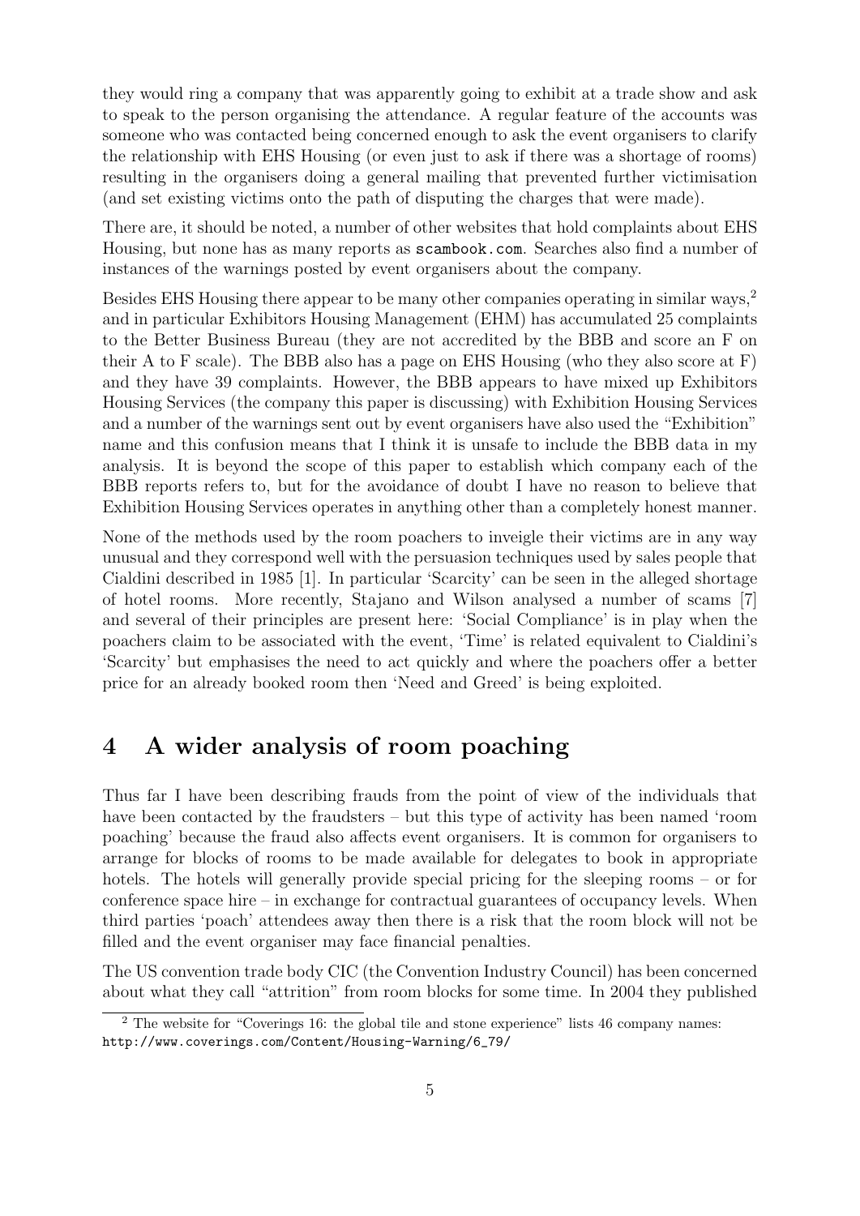they would ring a company that was apparently going to exhibit at a trade show and ask to speak to the person organising the attendance. A regular feature of the accounts was someone who was contacted being concerned enough to ask the event organisers to clarify the relationship with EHS Housing (or even just to ask if there was a shortage of rooms) resulting in the organisers doing a general mailing that prevented further victimisation (and set existing victims onto the path of disputing the charges that were made).

There are, it should be noted, a number of other websites that hold complaints about EHS Housing, but none has as many reports as `scambook.com`. Searches also find a number of instances of the warnings posted by event organisers about the company.

Besides EHS Housing there appear to be many other companies operating in similar ways,[2] and in particular Exhibitors Housing Management (EHM) has accumulated 25 complaints to the Better Business Bureau (they are not accredited by the BBB and score an F on their A to F scale). The BBB also has a page on EHS Housing (who they also score at F) and they have 39 complaints. However, the BBB appears to have mixed up Exhibitors Housing Services (the company this paper is discussing) with Exhibition Housing Services and a number of the warnings sent out by event organisers have also used the "Exhibition" name and this confusion means that I think it is unsafe to include the BBB data in my analysis. It is beyond the scope of this paper to establish which company each of the BBB reports refers to, but for the avoidance of doubt I have no reason to believe that Exhibition Housing Services operates in anything other than a completely honest manner.

None of the methods used by the room poachers to inveigle their victims are in any way unusual and they correspond well with the persuasion techniques used by sales people that Cialdini described in 1985 [1]. In particular 'Scarcity' can be seen in the alleged shortage of hotel rooms. More recently, Stajano and Wilson analysed a number of scams [7] and several of their principles are present here: 'Social Compliance' is in play when the poachers claim to be associated with the event, 'Time' is related equivalent to Cialdini's 'Scarcity' but emphasises the need to act quickly and where the poachers offer a better price for an already booked room then 'Need and Greed' is being exploited.

# 4 A wider analysis of room poaching

Thus far I have been describing frauds from the point of view of the individuals that have been contacted by the fraudsters – but this type of activity has been named 'room poaching' because the fraud also affects event organisers. It is common for organisers to arrange for blocks of rooms to be made available for delegates to book in appropriate hotels. The hotels will generally provide special pricing for the sleeping rooms – or for conference space hire – in exchange for contractual guarantees of occupancy levels. When third parties 'poach' attendees away then there is a risk that the room block will not be filled and the event organiser may face financial penalties.

The US convention trade body CIC (the Convention Industry Council) has been concerned about what they call "attrition" from room blocks for some time. In 2004 they published

[2] The website for "Coverings 16: the global tile and stone experience" lists 46 company names: `http://www.coverings.com/Content/Housing-Warning/6_79/`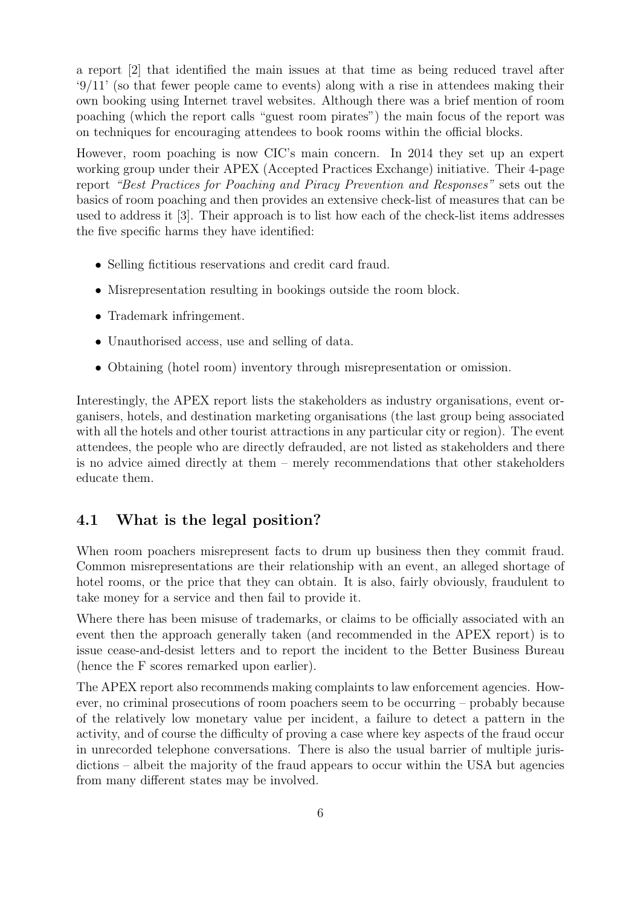a report [2] that identified the main issues at that time as being reduced travel after '9/11' (so that fewer people came to events) along with a rise in attendees making their own booking using Internet travel websites. Although there was a brief mention of room poaching (which the report calls "guest room pirates") the main focus of the report was on techniques for encouraging attendees to book rooms within the official blocks.

However, room poaching is now CIC's main concern. In 2014 they set up an expert working group under their APEX (Accepted Practices Exchange) initiative. Their 4-page report *"Best Practices for Poaching and Piracy Prevention and Responses"* sets out the basics of room poaching and then provides an extensive check-list of measures that can be used to address it [3]. Their approach is to list how each of the check-list items addresses the five specific harms they have identified:

- Selling fictitious reservations and credit card fraud.
- Misrepresentation resulting in bookings outside the room block.
- Trademark infringement.
- Unauthorised access, use and selling of data.
- Obtaining (hotel room) inventory through misrepresentation or omission.

Interestingly, the APEX report lists the stakeholders as industry organisations, event organisers, hotels, and destination marketing organisations (the last group being associated with all the hotels and other tourist attractions in any particular city or region). The event attendees, the people who are directly defrauded, are not listed as stakeholders and there is no advice aimed directly at them – merely recommendations that other stakeholders educate them.

## 4.1 What is the legal position?

When room poachers misrepresent facts to drum up business then they commit fraud. Common misrepresentations are their relationship with an event, an alleged shortage of hotel rooms, or the price that they can obtain. It is also, fairly obviously, fraudulent to take money for a service and then fail to provide it.

Where there has been misuse of trademarks, or claims to be officially associated with an event then the approach generally taken (and recommended in the APEX report) is to issue cease-and-desist letters and to report the incident to the Better Business Bureau (hence the F scores remarked upon earlier).

The APEX report also recommends making complaints to law enforcement agencies. However, no criminal prosecutions of room poachers seem to be occurring – probably because of the relatively low monetary value per incident, a failure to detect a pattern in the activity, and of course the difficulty of proving a case where key aspects of the fraud occur in unrecorded telephone conversations. There is also the usual barrier of multiple jurisdictions – albeit the majority of the fraud appears to occur within the USA but agencies from many different states may be involved.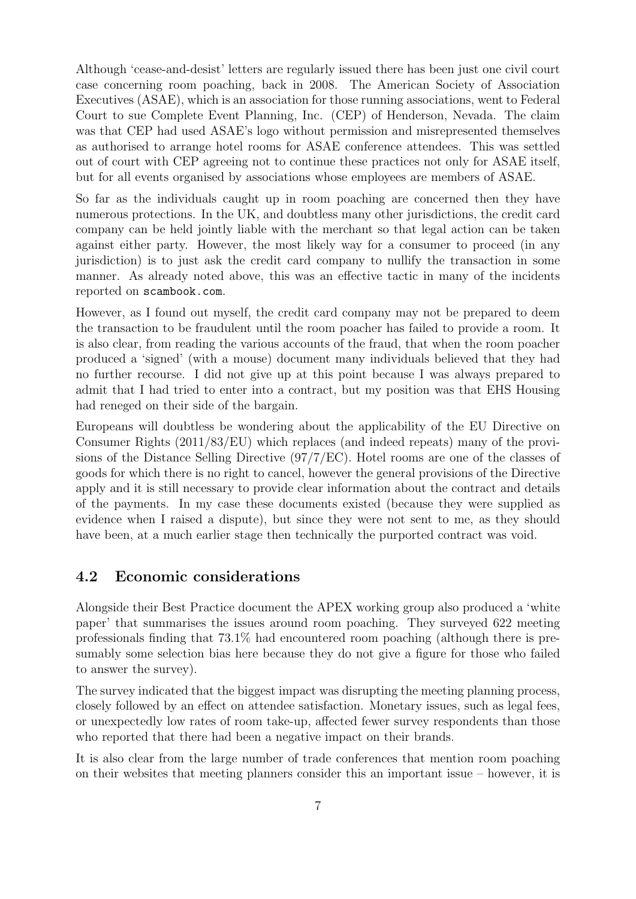Although 'cease-and-desist' letters are regularly issued there has been just one civil court case concerning room poaching, back in 2008. The American Society of Association Executives (ASAE), which is an association for those running associations, went to Federal Court to sue Complete Event Planning, Inc. (CEP) of Henderson, Nevada. The claim was that CEP had used ASAE's logo without permission and misrepresented themselves as authorised to arrange hotel rooms for ASAE conference attendees. This was settled out of court with CEP agreeing not to continue these practices not only for ASAE itself, but for all events organised by associations whose employees are members of ASAE.

So far as the individuals caught up in room poaching are concerned then they have numerous protections. In the UK, and doubtless many other jurisdictions, the credit card company can be held jointly liable with the merchant so that legal action can be taken against either party. However, the most likely way for a consumer to proceed (in any jurisdiction) is to just ask the credit card company to nullify the transaction in some manner. As already noted above, this was an effective tactic in many of the incidents reported on `scambook.com`.

However, as I found out myself, the credit card company may not be prepared to deem the transaction to be fraudulent until the room poacher has failed to provide a room. It is also clear, from reading the various accounts of the fraud, that when the room poacher produced a 'signed' (with a mouse) document many individuals believed that they had no further recourse. I did not give up at this point because I was always prepared to admit that I had tried to enter into a contract, but my position was that EHS Housing had reneged on their side of the bargain.

Europeans will doubtless be wondering about the applicability of the EU Directive on Consumer Rights (2011/83/EU) which replaces (and indeed repeats) many of the provisions of the Distance Selling Directive (97/7/EC). Hotel rooms are one of the classes of goods for which there is no right to cancel, however the general provisions of the Directive apply and it is still necessary to provide clear information about the contract and details of the payments. In my case these documents existed (because they were supplied as evidence when I raised a dispute), but since they were not sent to me, as they should have been, at a much earlier stage then technically the purported contract was void.

## 4.2 Economic considerations

Alongside their Best Practice document the APEX working group also produced a 'white paper' that summarises the issues around room poaching. They surveyed 622 meeting professionals finding that 73.1% had encountered room poaching (although there is presumably some selection bias here because they do not give a figure for those who failed to answer the survey).

The survey indicated that the biggest impact was disrupting the meeting planning process, closely followed by an effect on attendee satisfaction. Monetary issues, such as legal fees, or unexpectedly low rates of room take-up, affected fewer survey respondents than those who reported that there had been a negative impact on their brands.

It is also clear from the large number of trade conferences that mention room poaching on their websites that meeting planners consider this an important issue – however, it is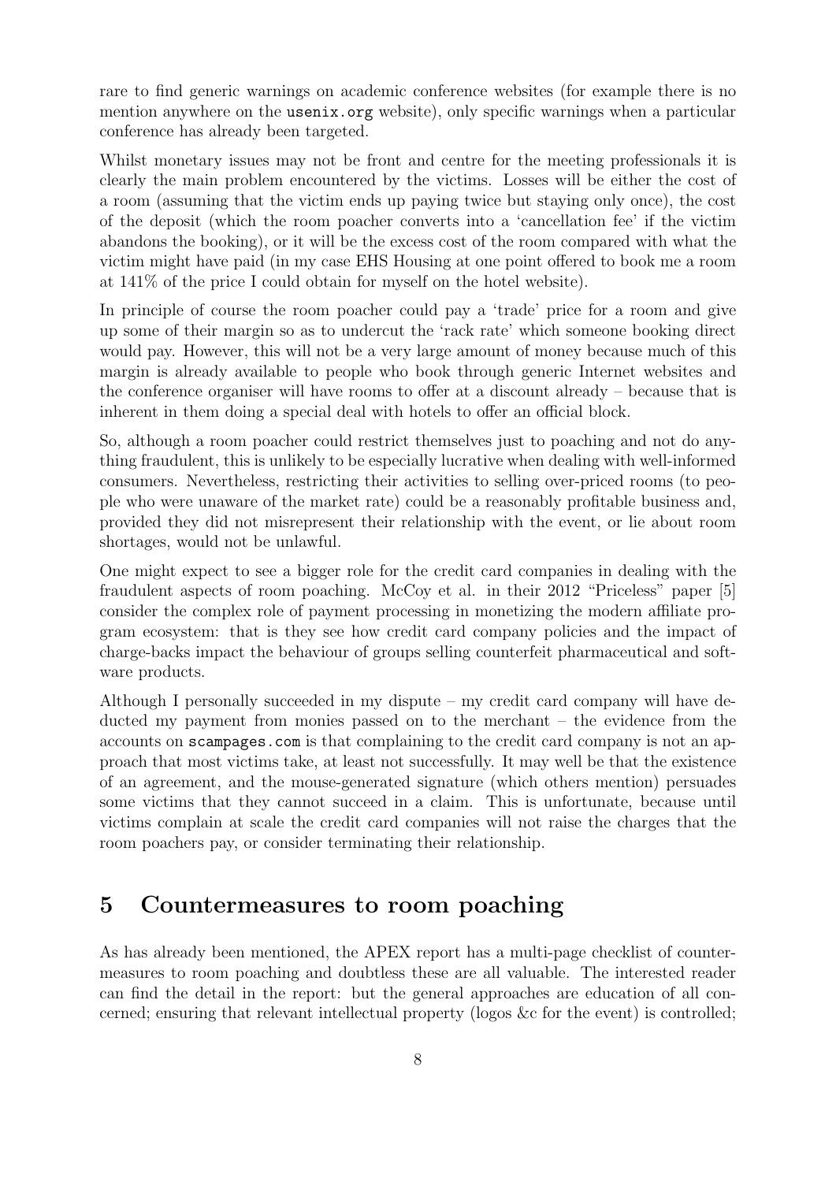rare to find generic warnings on academic conference websites (for example there is no mention anywhere on the `usenix.org` website), only specific warnings when a particular conference has already been targeted.

Whilst monetary issues may not be front and centre for the meeting professionals it is clearly the main problem encountered by the victims. Losses will be either the cost of a room (assuming that the victim ends up paying twice but staying only once), the cost of the deposit (which the room poacher converts into a 'cancellation fee' if the victim abandons the booking), or it will be the excess cost of the room compared with what the victim might have paid (in my case EHS Housing at one point offered to book me a room at 141% of the price I could obtain for myself on the hotel website).

In principle of course the room poacher could pay a 'trade' price for a room and give up some of their margin so as to undercut the 'rack rate' which someone booking direct would pay. However, this will not be a very large amount of money because much of this margin is already available to people who book through generic Internet websites and the conference organiser will have rooms to offer at a discount already – because that is inherent in them doing a special deal with hotels to offer an official block.

So, although a room poacher could restrict themselves just to poaching and not do anything fraudulent, this is unlikely to be especially lucrative when dealing with well-informed consumers. Nevertheless, restricting their activities to selling over-priced rooms (to people who were unaware of the market rate) could be a reasonably profitable business and, provided they did not misrepresent their relationship with the event, or lie about room shortages, would not be unlawful.

One might expect to see a bigger role for the credit card companies in dealing with the fraudulent aspects of room poaching. McCoy et al. in their 2012 "Priceless" paper [5] consider the complex role of payment processing in monetizing the modern affiliate program ecosystem: that is they see how credit card company policies and the impact of charge-backs impact the behaviour of groups selling counterfeit pharmaceutical and software products.

Although I personally succeeded in my dispute – my credit card company will have deducted my payment from monies passed on to the merchant – the evidence from the accounts on `scampages.com` is that complaining to the credit card company is not an approach that most victims take, at least not successfully. It may well be that the existence of an agreement, and the mouse-generated signature (which others mention) persuades some victims that they cannot succeed in a claim. This is unfortunate, because until victims complain at scale the credit card companies will not raise the charges that the room poachers pay, or consider terminating their relationship.

## 5 Countermeasures to room poaching

As has already been mentioned, the APEX report has a multi-page checklist of countermeasures to room poaching and doubtless these are all valuable. The interested reader can find the detail in the report: but the general approaches are education of all concerned; ensuring that relevant intellectual property (logos &c for the event) is controlled;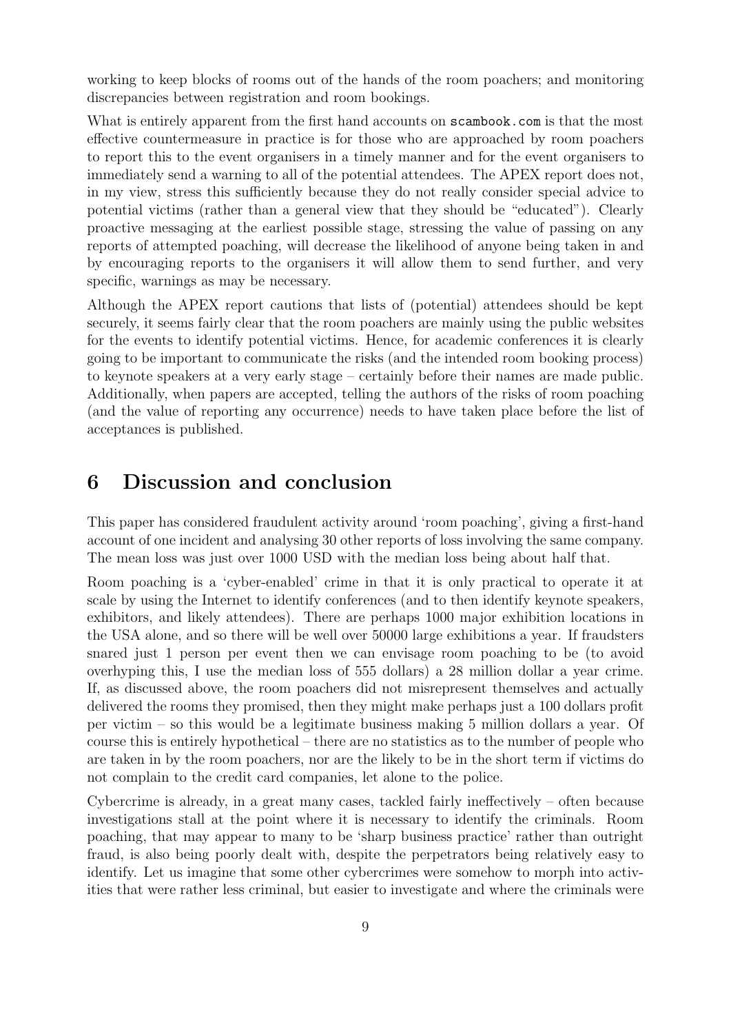working to keep blocks of rooms out of the hands of the room poachers; and monitoring discrepancies between registration and room bookings.

What is entirely apparent from the first hand accounts on `scambook.com` is that the most effective countermeasure in practice is for those who are approached by room poachers to report this to the event organisers in a timely manner and for the event organisers to immediately send a warning to all of the potential attendees. The APEX report does not, in my view, stress this sufficiently because they do not really consider special advice to potential victims (rather than a general view that they should be "educated"). Clearly proactive messaging at the earliest possible stage, stressing the value of passing on any reports of attempted poaching, will decrease the likelihood of anyone being taken in and by encouraging reports to the organisers it will allow them to send further, and very specific, warnings as may be necessary.

Although the APEX report cautions that lists of (potential) attendees should be kept securely, it seems fairly clear that the room poachers are mainly using the public websites for the events to identify potential victims. Hence, for academic conferences it is clearly going to be important to communicate the risks (and the intended room booking process) to keynote speakers at a very early stage – certainly before their names are made public. Additionally, when papers are accepted, telling the authors of the risks of room poaching (and the value of reporting any occurrence) needs to have taken place before the list of acceptances is published.

## 6 Discussion and conclusion

This paper has considered fraudulent activity around 'room poaching', giving a first-hand account of one incident and analysing 30 other reports of loss involving the same company. The mean loss was just over 1000 USD with the median loss being about half that.

Room poaching is a 'cyber-enabled' crime in that it is only practical to operate it at scale by using the Internet to identify conferences (and to then identify keynote speakers, exhibitors, and likely attendees). There are perhaps 1000 major exhibition locations in the USA alone, and so there will be well over 50000 large exhibitions a year. If fraudsters snared just 1 person per event then we can envisage room poaching to be (to avoid overhyping this, I use the median loss of 555 dollars) a 28 million dollar a year crime. If, as discussed above, the room poachers did not misrepresent themselves and actually delivered the rooms they promised, then they might make perhaps just a 100 dollars profit per victim – so this would be a legitimate business making 5 million dollars a year. Of course this is entirely hypothetical – there are no statistics as to the number of people who are taken in by the room poachers, nor are the likely to be in the short term if victims do not complain to the credit card companies, let alone to the police.

Cybercrime is already, in a great many cases, tackled fairly ineffectively – often because investigations stall at the point where it is necessary to identify the criminals. Room poaching, that may appear to many to be 'sharp business practice' rather than outright fraud, is also being poorly dealt with, despite the perpetrators being relatively easy to identify. Let us imagine that some other cybercrimes were somehow to morph into activities that were rather less criminal, but easier to investigate and where the criminals were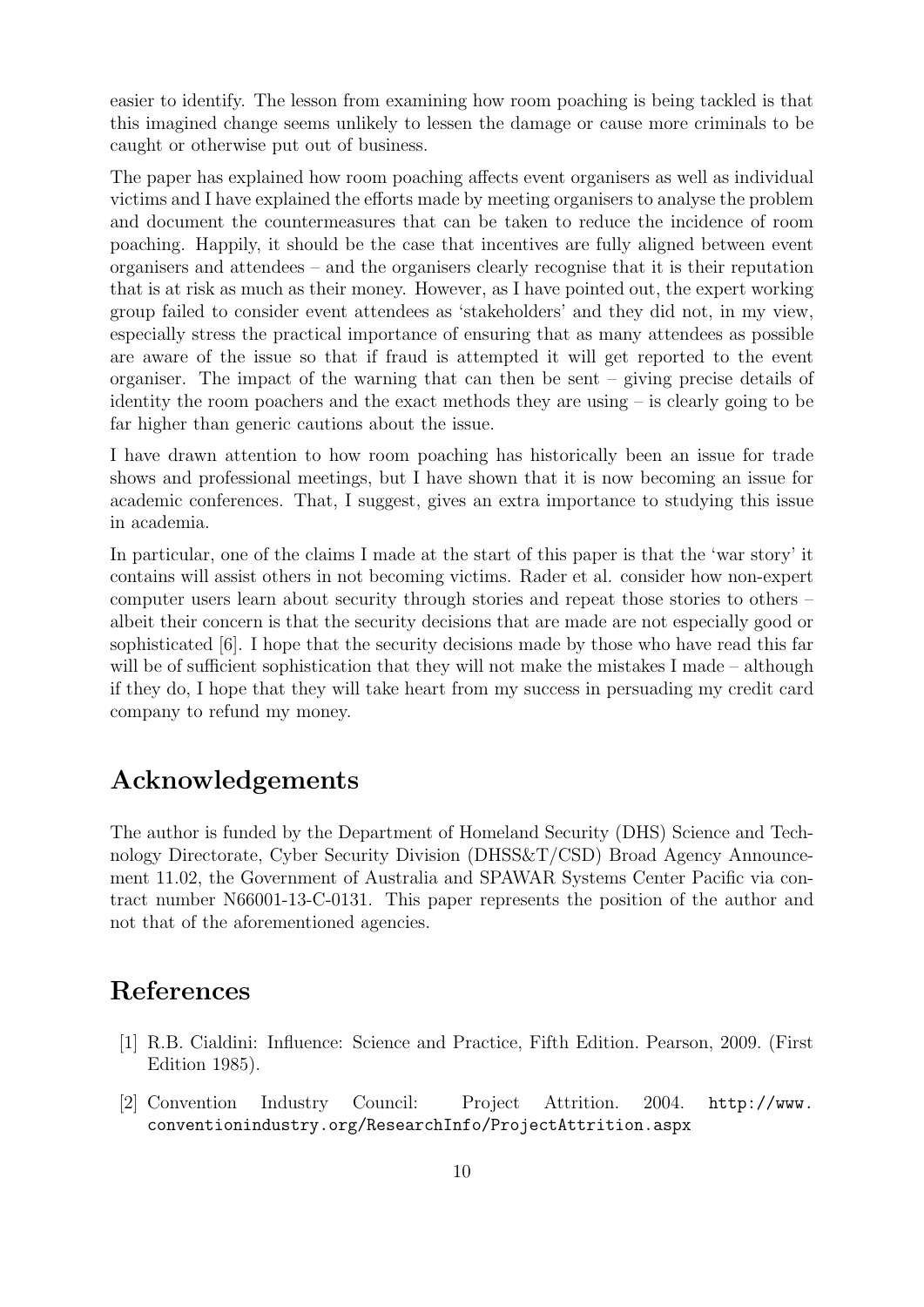easier to identify. The lesson from examining how room poaching is being tackled is that this imagined change seems unlikely to lessen the damage or cause more criminals to be caught or otherwise put out of business.

The paper has explained how room poaching affects event organisers as well as individual victims and I have explained the efforts made by meeting organisers to analyse the problem and document the countermeasures that can be taken to reduce the incidence of room poaching. Happily, it should be the case that incentives are fully aligned between event organisers and attendees – and the organisers clearly recognise that it is their reputation that is at risk as much as their money. However, as I have pointed out, the expert working group failed to consider event attendees as 'stakeholders' and they did not, in my view, especially stress the practical importance of ensuring that as many attendees as possible are aware of the issue so that if fraud is attempted it will get reported to the event organiser. The impact of the warning that can then be sent – giving precise details of identity the room poachers and the exact methods they are using – is clearly going to be far higher than generic cautions about the issue.

I have drawn attention to how room poaching has historically been an issue for trade shows and professional meetings, but I have shown that it is now becoming an issue for academic conferences. That, I suggest, gives an extra importance to studying this issue in academia.

In particular, one of the claims I made at the start of this paper is that the 'war story' it contains will assist others in not becoming victims. Rader et al. consider how non-expert computer users learn about security through stories and repeat those stories to others – albeit their concern is that the security decisions that are made are not especially good or sophisticated [6]. I hope that the security decisions made by those who have read this far will be of sufficient sophistication that they will not make the mistakes I made – although if they do, I hope that they will take heart from my success in persuading my credit card company to refund my money.

## Acknowledgements

The author is funded by the Department of Homeland Security (DHS) Science and Technology Directorate, Cyber Security Division (DHSS&T/CSD) Broad Agency Announcement 11.02, the Government of Australia and SPAWAR Systems Center Pacific via contract number N66001-13-C-0131. This paper represents the position of the author and not that of the aforementioned agencies.

## References

[1] R.B. Cialdini: Influence: Science and Practice, Fifth Edition. Pearson, 2009. (First Edition 1985).

[2] Convention Industry Council: Project Attrition. 2004. http://www.conventionindustry.org/ResearchInfo/ProjectAttrition.aspx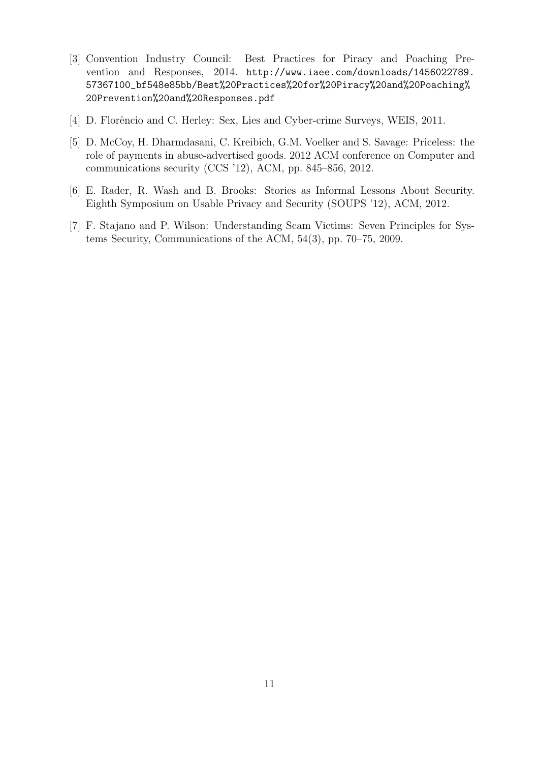[3] Convention Industry Council: Best Practices for Piracy and Poaching Prevention and Responses, 2014. http://www.iaee.com/downloads/1456022789.57367100_bf548e85bb/Best%20Practices%20for%20Piracy%20and%20Poaching%20Prevention%20and%20Responses.pdf

[4] D. Florêncio and C. Herley: Sex, Lies and Cyber-crime Surveys, WEIS, 2011.

[5] D. McCoy, H. Dharmdasani, C. Kreibich, G.M. Voelker and S. Savage: Priceless: the role of payments in abuse-advertised goods. 2012 ACM conference on Computer and communications security (CCS '12), ACM, pp. 845–856, 2012.

[6] E. Rader, R. Wash and B. Brooks: Stories as Informal Lessons About Security. Eighth Symposium on Usable Privacy and Security (SOUPS '12), ACM, 2012.

[7] F. Stajano and P. Wilson: Understanding Scam Victims: Seven Principles for Systems Security, Communications of the ACM, 54(3), pp. 70–75, 2009.